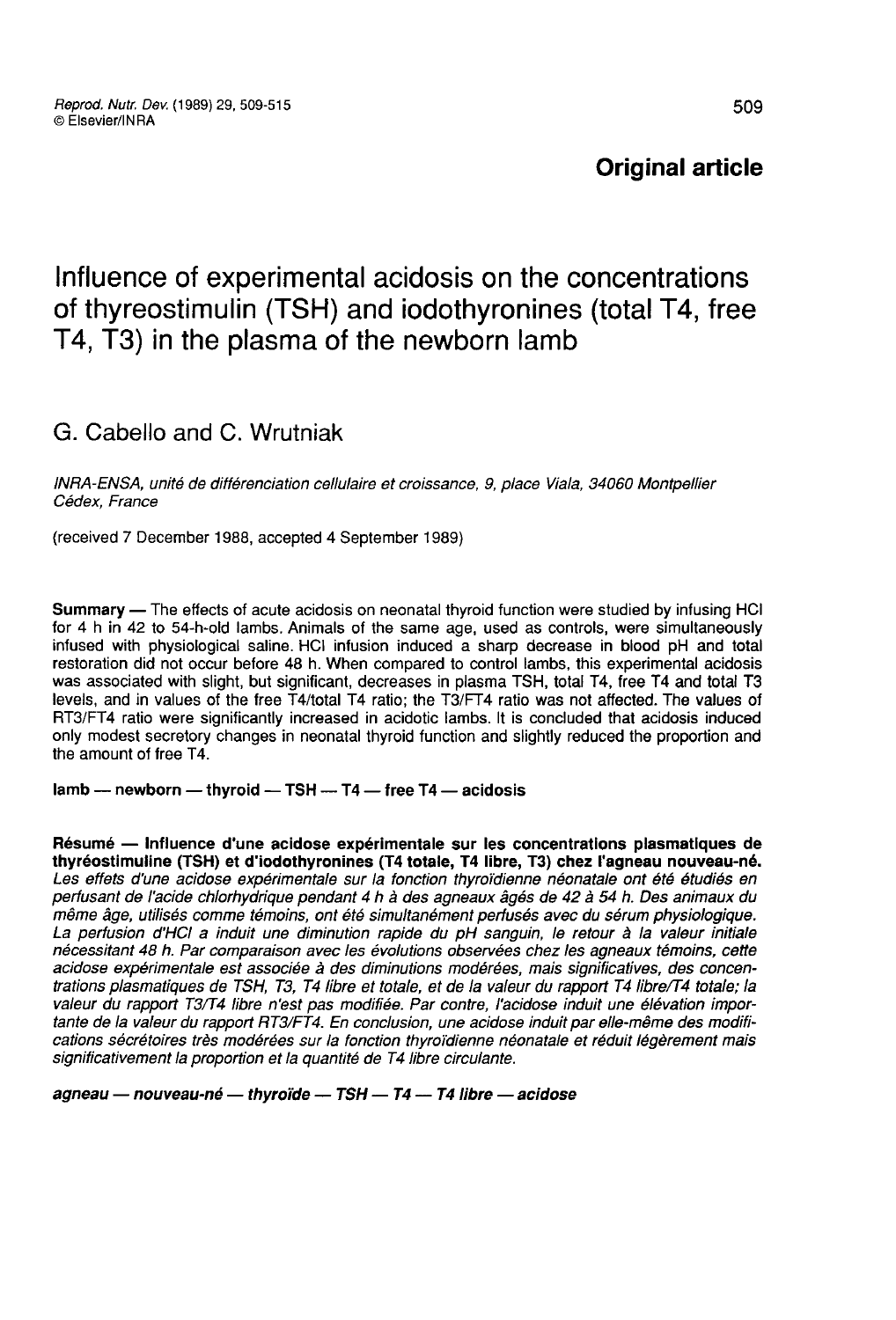**Original article**

# Influence of experimental acidosis on the concentrations of thyreostimulin (TSH) and iodothyronines (total T4, free T4, T3) in the plasma of the newborn lamb

G. Cabello and C. Wrutniak

*INRA-ENSA, unité de différenciation cellulaire et croissance, 9, place Viala, 34060 Montpellier Cédex, France*

(received 7 December 1988, accepted 4 September 1989)

**Summary** — The effects of acute acidosis on neonatal thyroid function were studied by infusing HCl for 4 h in 42 to 54-h-old lambs. Animals of the same age, used as controls, were simultaneously infused with physiological saline. HCl infusion induced a sharp decrease in blood pH and total restoration did not occur before 48 h. When compared to control lambs, this experimental acidosis was associated with slight, but significant, decreases in plasma TSH, total T4, free T4 and total T3 levels, and in values of the free T4/total T4 ratio; the T3/FT4 ratio was not affected. The values of RT3/FT4 ratio were significantly increased in acidotic lambs. It is concluded that acidosis induced only modest secretory changes in neonatal thyroid function and slightly reduced the proportion and the amount of free T4.

**lamb — newborn — thyroid — TSH — T4 — free T4 — acidosis**

**Résumé — Influence d'une acidose expérimentale sur les concentrations plasmatiques de thyréostimuline (TSH) et d'iodothyronines (T4 totale, T4 libre, T3) chez l'agneau nouveau-né.** *Les effets d'une acidose expérimentale sur la fonction thyroïdienne néonatale ont été étudiés en perfusant de l'acide chlorhydrique pendant 4 h à des agneaux âgés de 42 à 54 h. Des animaux du même âge, utilisés comme témoins, ont été simultanément perfusés avec du sérum physiologique. La perfusion d'HCl a induit une diminution rapide du pH sanguin, le retour à la valeur initiale nécessitant 48 h. Par comparaison avec les évolutions observées chez les agneaux témoins, cette acidose expérimentale est associée à des diminutions modérées, mais significatives, des concentrations plasmatiques de TSH, T3, T4 libre et totale, et de la valeur du rapport T4 libre/T4 totale; la valeur du rapport T3/T4 libre n'est pas modifiée. Par contre, l'acidose induit une élévation importante de la valeur du rapport RT3/FT4. En conclusion, une acidose induit par elle-même des modifications sécrétoires très modérées sur la fonction thyroïdienne néonatale et réduit légèrement mais significativement la proportion et la quantité de T4 libre circulante.*

***agneau — nouveau-né — thyroïde — TSH — T4 — T4 libre — acidose***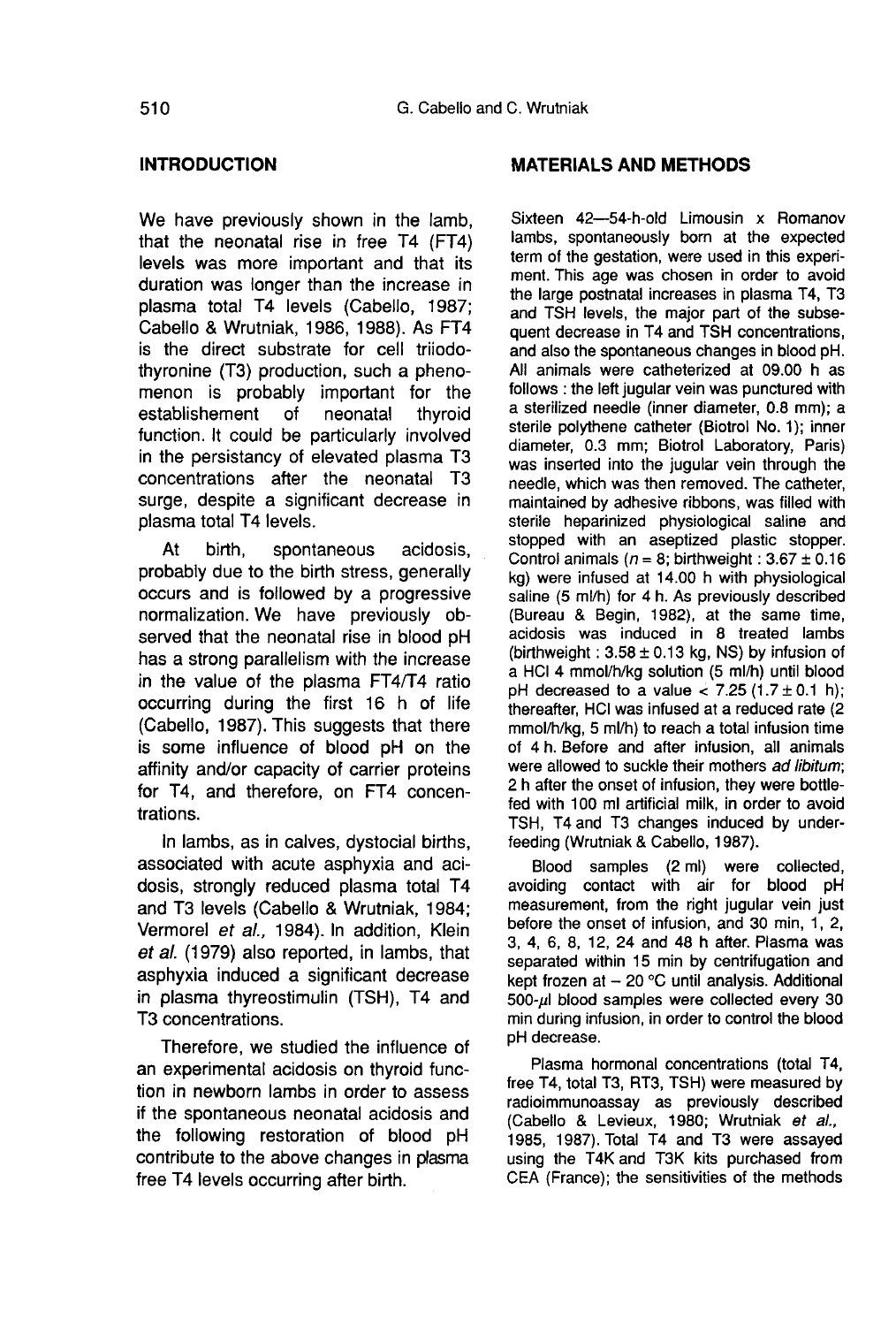## INTRODUCTION

We have previously shown in the lamb, that the neonatal rise in free T4 (FT4) levels was more important and that its duration was longer than the increase in plasma total T4 levels (Cabello, 1987; Cabello & Wrutniak, 1986, 1988). As FT4 is the direct substrate for cell triiodothyronine (T3) production, such a phenomenon is probably important for the establishement of neonatal thyroid function. It could be particularly involved in the persistancy of elevated plasma T3 concentrations after the neonatal T3 surge, despite a significant decrease in plasma total T4 levels.

At birth, spontaneous acidosis, probably due to the birth stress, generally occurs and is followed by a progressive normalization. We have previously observed that the neonatal rise in blood pH has a strong parallelism with the increase in the value of the plasma FT4/T4 ratio occurring during the first 16 h of life (Cabello, 1987). This suggests that there is some influence of blood pH on the affinity and/or capacity of carrier proteins for T4, and therefore, on FT4 concentrations.

In lambs, as in calves, dystocial births, associated with acute asphyxia and acidosis, strongly reduced plasma total T4 and T3 levels (Cabello & Wrutniak, 1984; Vermorel *et al.,* 1984). In addition, Klein *et al.* (1979) also reported, in lambs, that asphyxia induced a significant decrease in plasma thyreostimulin (TSH), T4 and T3 concentrations.

Therefore, we studied the influence of an experimental acidosis on thyroid function in newborn lambs in order to assess if the spontaneous neonatal acidosis and the following restoration of blood pH contribute to the above changes in plasma free T4 levels occurring after birth.

## MATERIALS AND METHODS

Sixteen 42—54-h-old Limousin x Romanov lambs, spontaneously born at the expected term of the gestation, were used in this experiment. This age was chosen in order to avoid the large postnatal increases in plasma T4, T3 and TSH levels, the major part of the subsequent decrease in T4 and TSH concentrations, and also the spontaneous changes in blood pH. All animals were catheterized at 09.00 h as follows : the left jugular vein was punctured with a sterilized needle (inner diameter, 0.8 mm); a sterile polythene catheter (Biotrol No. 1); inner diameter, 0.3 mm; Biotrol Laboratory, Paris) was inserted into the jugular vein through the needle, which was then removed. The catheter, maintained by adhesive ribbons, was filled with sterile heparinized physiological saline and stopped with an aseptized plastic stopper. Control animals ($n = 8$; birthweight : $3.67 \pm 0.16$ kg) were infused at 14.00 h with physiological saline (5 ml/h) for 4 h. As previously described (Bureau & Begin, 1982), at the same time, acidosis was induced in 8 treated lambs (birthweight : $3.58 \pm 0.13$ kg, NS) by infusion of a HCl 4 mmol/h/kg solution (5 ml/h) until blood pH decreased to a value $< 7.25$ ($1.7 \pm 0.1$ h); thereafter, HCl was infused at a reduced rate (2 mmol/h/kg, 5 ml/h) to reach a total infusion time of 4 h. Before and after infusion, all animals were allowed to suckle their mothers *ad libitum*; 2 h after the onset of infusion, they were bottle-fed with 100 ml artificial milk, in order to avoid TSH, T4 and T3 changes induced by underfeeding (Wrutniak & Cabello, 1987).

Blood samples (2 ml) were collected, avoiding contact with air for blood pH measurement, from the right jugular vein just before the onset of infusion, and 30 min, 1, 2, 3, 4, 6, 8, 12, 24 and 48 h after. Plasma was separated within 15 min by centrifugation and kept frozen at − 20 °C until analysis. Additional 500-$\mu$l blood samples were collected every 30 min during infusion, in order to control the blood pH decrease.

Plasma hormonal concentrations (total T4, free T4, total T3, RT3, TSH) were measured by radioimmunoassay as previously described (Cabello & Levieux, 1980; Wrutniak *et al.,* 1985, 1987). Total T4 and T3 were assayed using the T4K and T3K kits purchased from CEA (France); the sensitivities of the methods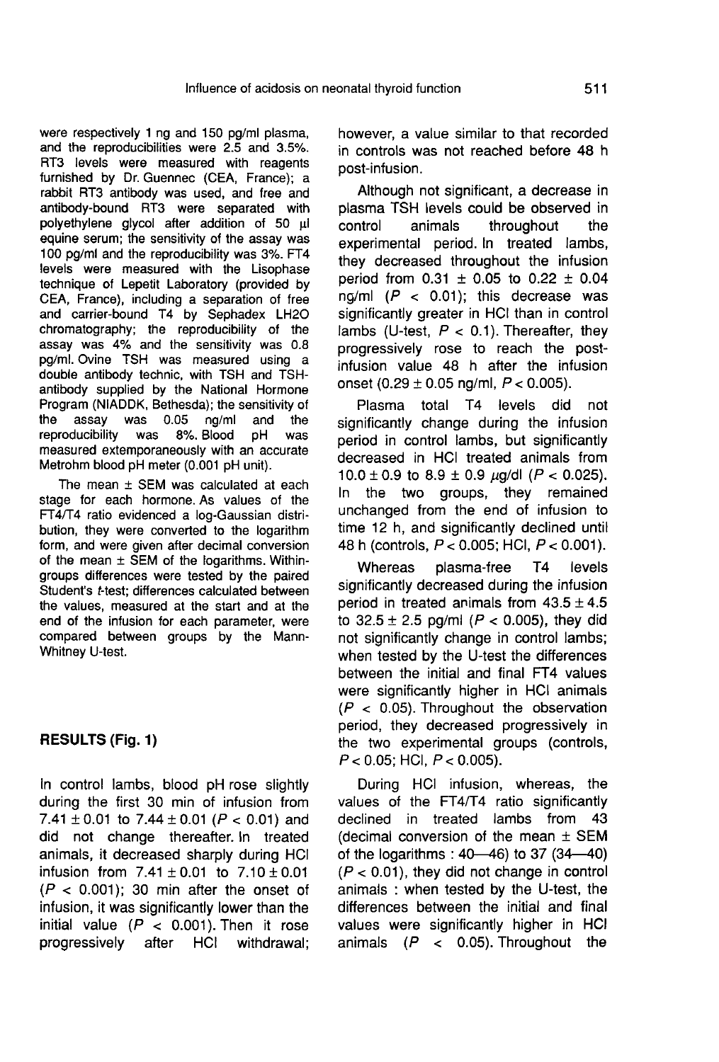were respectively 1 ng and 150 pg/ml plasma, and the reproducibilities were 2.5 and 3.5%. RT3 levels were measured with reagents furnished by Dr. Guennec (CEA, France); a rabbit RT3 antibody was used, and free and antibody-bound RT3 were separated with polyethylene glycol after addition of 50 µl equine serum; the sensitivity of the assay was 100 pg/ml and the reproducibility was 3%. FT4 levels were measured with the Lisophase technique of Lepetit Laboratory (provided by CEA, France), including a separation of free and carrier-bound T4 by Sephadex LH2O chromatography; the reproducibility of the assay was 4% and the sensitivity was 0.8 pg/ml. Ovine TSH was measured using a double antibody technic, with TSH and TSH-antibody supplied by the National Hormone Program (NIADDK, Bethesda); the sensitivity of the assay was 0.05 ng/ml and the reproducibility was 8%. Blood pH was measured extemporaneously with an accurate Metrohm blood pH meter (0.001 pH unit).

The mean ± SEM was calculated at each stage for each hormone. As values of the FT4/T4 ratio evidenced a log-Gaussian distribution, they were converted to the logarithm form, and were given after decimal conversion of the mean ± SEM of the logarithms. Within-groups differences were tested by the paired Student's *t*-test; differences calculated between the values, measured at the start and at the end of the infusion for each parameter, were compared between groups by the Mann-Whitney U-test.

## RESULTS (Fig. 1)

In control lambs, blood pH rose slightly during the first 30 min of infusion from 7.41 ± 0.01 to 7.44 ± 0.01 ($P < 0.01$) and did not change thereafter. In treated animals, it decreased sharply during HCl infusion from 7.41 ± 0.01 to 7.10 ± 0.01 ($P < 0.001$); 30 min after the onset of infusion, it was significantly lower than the initial value ($P < 0.001$). Then it rose progressively after HCl withdrawal; however, a value similar to that recorded in controls was not reached before 48 h post-infusion.

Although not significant, a decrease in plasma TSH levels could be observed in control animals throughout the experimental period. In treated lambs, they decreased throughout the infusion period from 0.31 ± 0.05 to 0.22 ± 0.04 ng/ml ($P < 0.01$); this decrease was significantly greater in HCl than in control lambs (U-test, $P < 0.1$). Thereafter, they progressively rose to reach the post-infusion value 48 h after the infusion onset (0.29 ± 0.05 ng/ml, $P < 0.005$).

Plasma total T4 levels did not significantly change during the infusion period in control lambs, but significantly decreased in HCl treated animals from 10.0 ± 0.9 to 8.9 ± 0.9 µg/dl ($P < 0.025$). In the two groups, they remained unchanged from the end of infusion to time 12 h, and significantly declined until 48 h (controls, $P < 0.005$; HCl, $P < 0.001$).

Whereas plasma-free T4 levels significantly decreased during the infusion period in treated animals from 43.5 ± 4.5 to 32.5 ± 2.5 pg/ml ($P < 0.005$), they did not significantly change in control lambs; when tested by the U-test the differences between the initial and final FT4 values were significantly higher in HCl animals ($P < 0.05$). Throughout the observation period, they decreased progressively in the two experimental groups (controls, $P < 0.05$; HCl, $P < 0.005$).

During HCl infusion, whereas, the values of the FT4/T4 ratio significantly declined in treated lambs from 43 (decimal conversion of the mean ± SEM of the logarithms : 40—46) to 37 (34—40) ($P < 0.01$), they did not change in control animals : when tested by the U-test, the differences between the initial and final values were significantly higher in HCl animals ($P < 0.05$). Throughout the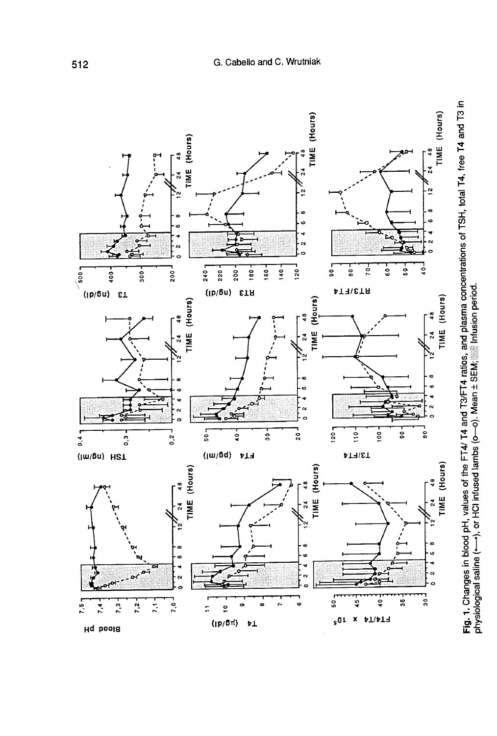Blood pH

7,5
7,4
7,3
7,2
7,1
7,0

0 2 4 6 8 12 24 48
TIME (Hours)

TSH (ng/ml)

0,4
0,3
0,2

0 2 4 6 8 12 24 48
TIME (Hours)

T3 (ng/dl)

500
400
300
200

0 2 4 6 8 12 24 48
TIME (Hours)

T4 (µg/dl)

11
10
9
8
7
6

0 2 4 6 8 12 24 48
TIME (Hours)

FT4 (pg/ml)

50
40
30
20

0 2 4 6 8 12 24 48
TIME (Hours)

RT3 (ng/dl)

240
220
200
180
160
140
120

0 2 4 6 8 12 24 48
TIME (Hours)

FT4/T4 x $10^5$

50
45
40
35
30

0 2 4 6 8 12 24 48
TIME (Hours)

T3/FT4

120
110
100
90
80

0 2 4 6 8 12 24 48
TIME (Hours)

RT3/FT4

90
80
70
60
50
40

0 2 4 6 8 12 24 48
TIME (Hours)

**Fig. 1.** Changes in blood pH, values of the FT4/ T4 and T3/FT4 ratios, and plasma concentrations of TSH, total T4, free T4 and T3 in physiological saline (•—•), or HCl infused lambs (o---o). Mean ± SEM; ▒ Infusion period.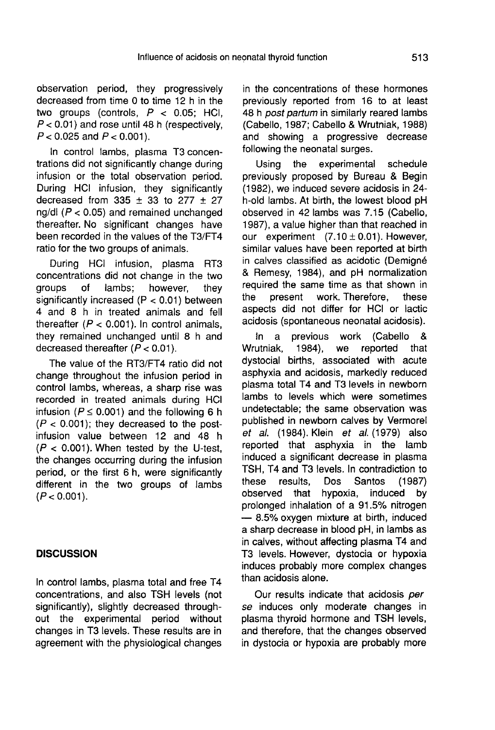observation period, they progressively decreased from time 0 to time 12 h in the two groups (controls, $P < 0.05$; HCl, $P < 0.01$) and rose until 48 h (respectively, $P < 0.025$ and $P < 0.001$).

In control lambs, plasma T3 concentrations did not significantly change during infusion or the total observation period. During HCl infusion, they significantly decreased from $335 \pm 33$ to $277 \pm 27$ ng/dl ($P < 0.05$) and remained unchanged thereafter. No significant changes have been recorded in the values of the T3/FT4 ratio for the two groups of animals.

During HCl infusion, plasma RT3 concentrations did not change in the two groups of lambs; however, they significantly increased ($P < 0.01$) between 4 and 8 h in treated animals and fell thereafter ($P < 0.001$). In control animals, they remained unchanged until 8 h and decreased thereafter ($P < 0.01$).

The value of the RT3/FT4 ratio did not change throughout the infusion period in control lambs, whereas, a sharp rise was recorded in treated animals during HCl infusion ($P \leq 0.001$) and the following 6 h ($P < 0.001$); they decreased to the post-infusion value between 12 and 48 h ($P < 0.001$). When tested by the U-test, the changes occurring during the infusion period, or the first 6 h, were significantly different in the two groups of lambs ($P < 0.001$).

## DISCUSSION

In control lambs, plasma total and free T4 concentrations, and also TSH levels (not significantly), slightly decreased throughout the experimental period without changes in T3 levels. These results are in agreement with the physiological changes in the concentrations of these hormones previously reported from 16 to at least 48 h *post partum* in similarly reared lambs (Cabello, 1987; Cabello & Wrutniak, 1988) and showing a progressive decrease following the neonatal surges.

Using the experimental schedule previously proposed by Bureau & Begin (1982), we induced severe acidosis in 24-h-old lambs. At birth, the lowest blood pH observed in 42 lambs was 7.15 (Cabello, 1987), a value higher than that reached in our experiment ($7.10 \pm 0.01$). However, similar values have been reported at birth in calves classified as acidotic (Demigné & Remesy, 1984), and pH normalization required the same time as that shown in the present work. Therefore, these aspects did not differ for HCl or lactic acidosis (spontaneous neonatal acidosis).

In a previous work (Cabello & Wrutniak, 1984), we reported that dystocial births, associated with acute asphyxia and acidosis, markedly reduced plasma total T4 and T3 levels in newborn lambs to levels which were sometimes undetectable; the same observation was published in newborn calves by Vermorel *et al.* (1984). Klein *et al.* (1979) also reported that asphyxia in the lamb induced a significant decrease in plasma TSH, T4 and T3 levels. In contradiction to these results, Dos Santos (1987) observed that hypoxia, induced by prolonged inhalation of a 91.5% nitrogen — 8.5% oxygen mixture at birth, induced a sharp decrease in blood pH, in lambs as in calves, without affecting plasma T4 and T3 levels. However, dystocia or hypoxia induces probably more complex changes than acidosis alone.

Our results indicate that acidosis *per se* induces only moderate changes in plasma thyroid hormone and TSH levels, and therefore, that the changes observed in dystocia or hypoxia are probably more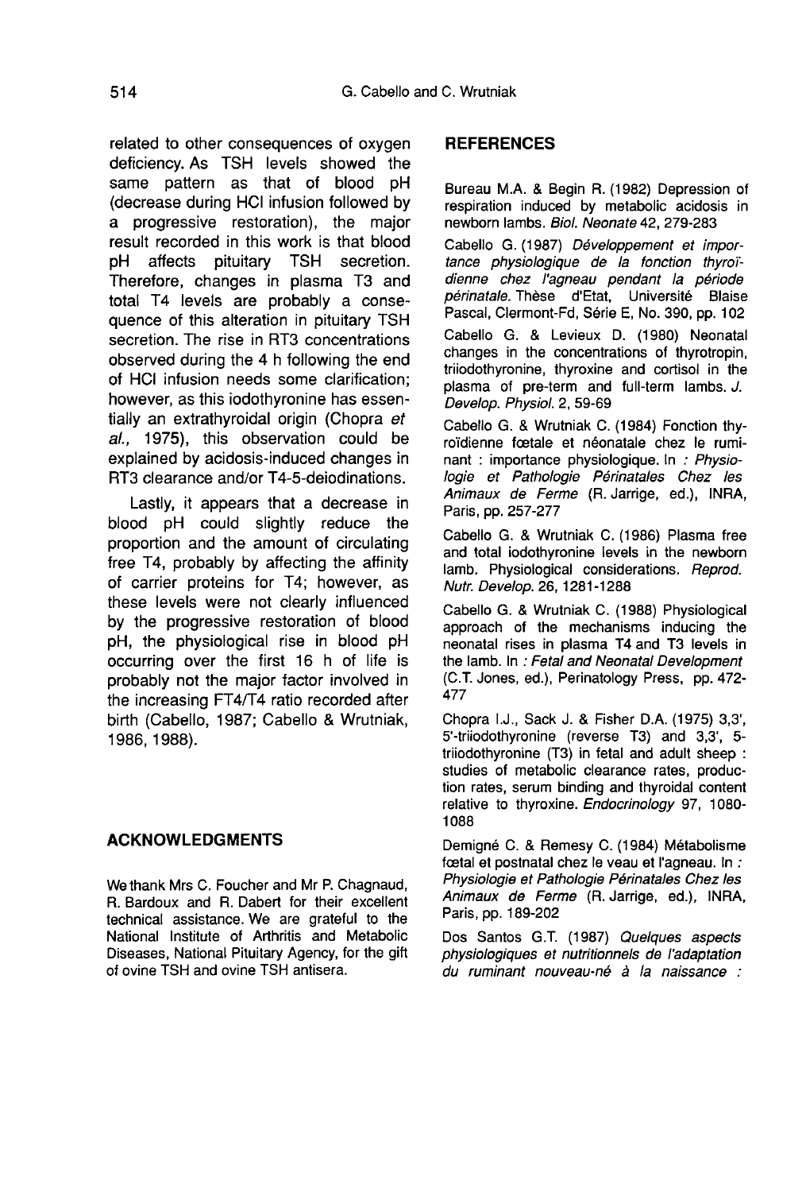related to other consequences of oxygen deficiency. As TSH levels showed the same pattern as that of blood pH (decrease during HCl infusion followed by a progressive restoration), the major result recorded in this work is that blood pH affects pituitary TSH secretion. Therefore, changes in plasma T3 and total T4 levels are probably a consequence of this alteration in pituitary TSH secretion. The rise in RT3 concentrations observed during the 4 h following the end of HCl infusion needs some clarification; however, as this iodothyronine has essentially an extrathyroidal origin (Chopra *et al.,* 1975), this observation could be explained by acidosis-induced changes in RT3 clearance and/or T4-5-deiodinations.

Lastly, it appears that a decrease in blood pH could slightly reduce the proportion and the amount of circulating free T4, probably by affecting the affinity of carrier proteins for T4; however, as these levels were not clearly influenced by the progressive restoration of blood pH, the physiological rise in blood pH occurring over the first 16 h of life is probably not the major factor involved in the increasing FT4/T4 ratio recorded after birth (Cabello, 1987; Cabello & Wrutniak, 1986, 1988).

## ACKNOWLEDGMENTS

We thank Mrs C. Foucher and Mr P. Chagnaud, R. Bardoux and R. Dabert for their excellent technical assistance. We are grateful to the National Institute of Arthritis and Metabolic Diseases, National Pituitary Agency, for the gift of ovine TSH and ovine TSH antisera.

## REFERENCES

Bureau M.A. & Begin R. (1982) Depression of respiration induced by metabolic acidosis in newborn lambs. *Biol. Neonate* 42, 279-283

Cabello G. (1987) *Développement et importance physiologique de la fonction thyroïdienne chez l'agneau pendant la période périnatale.* Thèse d'Etat, Université Blaise Pascal, Clermont-Fd, Série E, No. 390, pp. 102

Cabello G. & Levieux D. (1980) Neonatal changes in the concentrations of thyrotropin, triiodothyronine, thyroxine and cortisol in the plasma of pre-term and full-term lambs. *J. Develop. Physiol.* 2, 59-69

Cabello G. & Wrutniak C. (1984) Fonction thyroïdienne fœtale et néonatale chez le ruminant : importance physiologique. In *: Physiologie et Pathologie Périnatales Chez les Animaux de Ferme* (R. Jarrige, ed.), INRA, Paris, pp. 257-277

Cabello G. & Wrutniak C. (1986) Plasma free and total iodothyronine levels in the newborn lamb. Physiological considerations. *Reprod. Nutr. Develop.* 26, 1281-1288

Cabello G. & Wrutniak C. (1988) Physiological approach of the mechanisms inducing the neonatal rises in plasma T4 and T3 levels in the lamb. In *: Fetal and Neonatal Development* (C.T. Jones, ed.), Perinatology Press, pp. 472-477

Chopra I.J., Sack J. & Fisher D.A. (1975) 3,3', 5'-triiodothyronine (reverse T3) and 3,3', 5-triiodothyronine (T3) in fetal and adult sheep : studies of metabolic clearance rates, production rates, serum binding and thyroidal content relative to thyroxine. *Endocrinology* 97, 1080-1088

Demigné C. & Remesy C. (1984) Métabolisme fœtal et postnatal chez le veau et l'agneau. In *: Physiologie et Pathologie Périnatales Chez les Animaux de Ferme* (R. Jarrige, ed.), INRA, Paris, pp. 189-202

Dos Santos G.T. (1987) *Quelques aspects physiologiques et nutritionnels de l'adaptation du ruminant nouveau-né à la naissance :*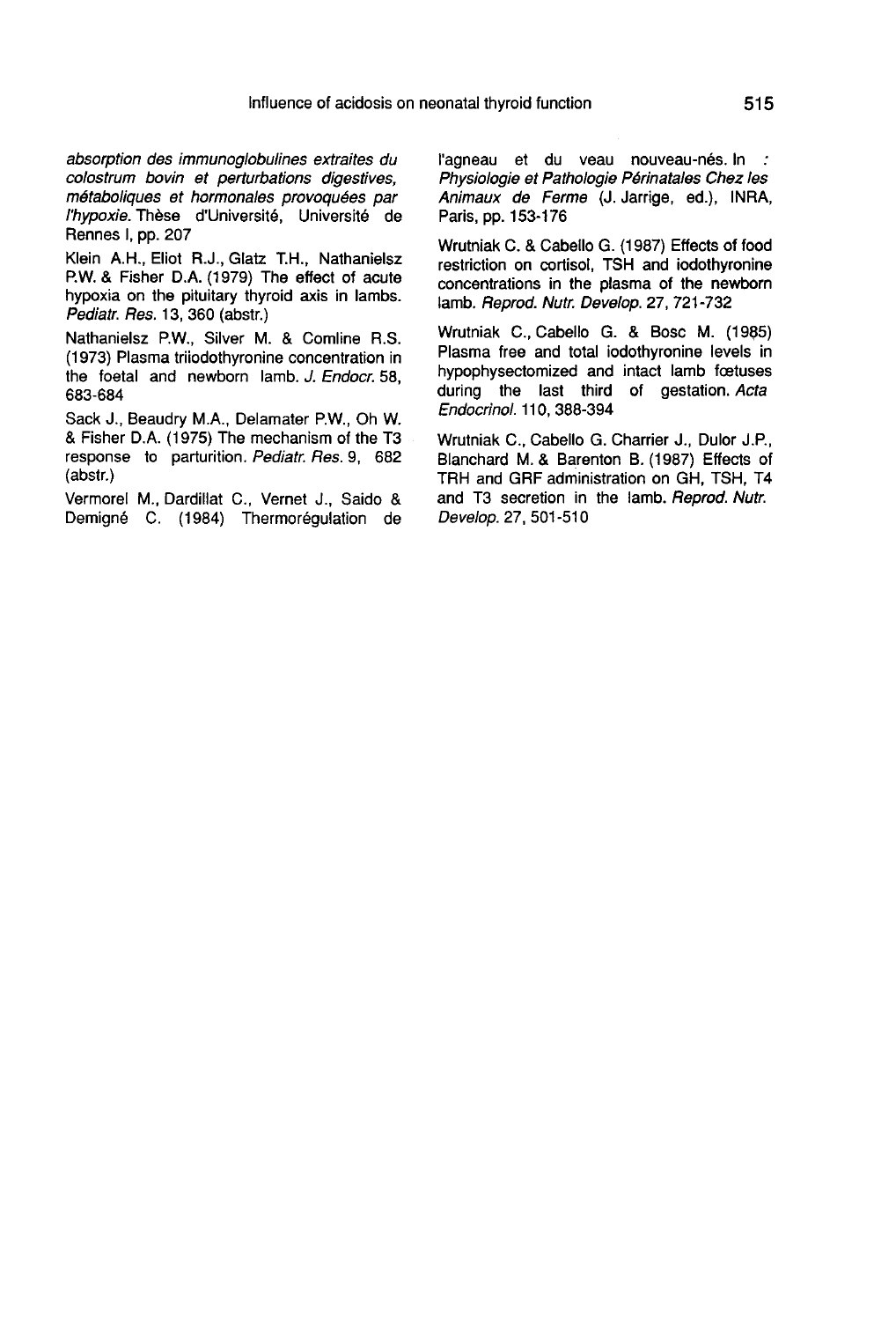*absorption des immunoglobulines extraites du colostrum bovin et perturbations digestives, métaboliques et hormonales provoquées par l'hypoxie.* Thèse d'Université, Université de Rennes I, pp. 207

Klein A.H., Eliot R.J., Glatz T.H., Nathanielsz P.W. & Fisher D.A. (1979) The effect of acute hypoxia on the pituitary thyroid axis in lambs. *Pediatr. Res.* 13, 360 (abstr.)

Nathanielsz P.W., Silver M. & Comline R.S. (1973) Plasma triiodothyronine concentration in the foetal and newborn lamb. *J. Endocr.* 58, 683-684

Sack J., Beaudry M.A., Delamater P.W., Oh W. & Fisher D.A. (1975) The mechanism of the T3 response to parturition. *Pediatr. Res.* 9, 682 (abstr.)

Vermorel M., Dardillat C., Vernet J., Saido & Demigné C. (1984) Thermorégulation de l'agneau et du veau nouveau-nés. In : *Physiologie et Pathologie Périnatales Chez les Animaux de Ferme* (J. Jarrige, ed.), INRA, Paris, pp. 153-176

Wrutniak C. & Cabello G. (1987) Effects of food restriction on cortisol, TSH and iodothyronine concentrations in the plasma of the newborn lamb. *Reprod. Nutr. Develop.* 27, 721-732

Wrutniak C., Cabello G. & Bosc M. (1985) Plasma free and total iodothyronine levels in hypophysectomized and intact lamb fœtuses during the last third of gestation. *Acta Endocrinol.* 110, 388-394

Wrutniak C., Cabello G. Charrier J., Dulor J.P., Blanchard M. & Barenton B. (1987) Effects of TRH and GRF administration on GH, TSH, T4 and T3 secretion in the lamb. *Reprod. Nutr. Develop.* 27, 501-510